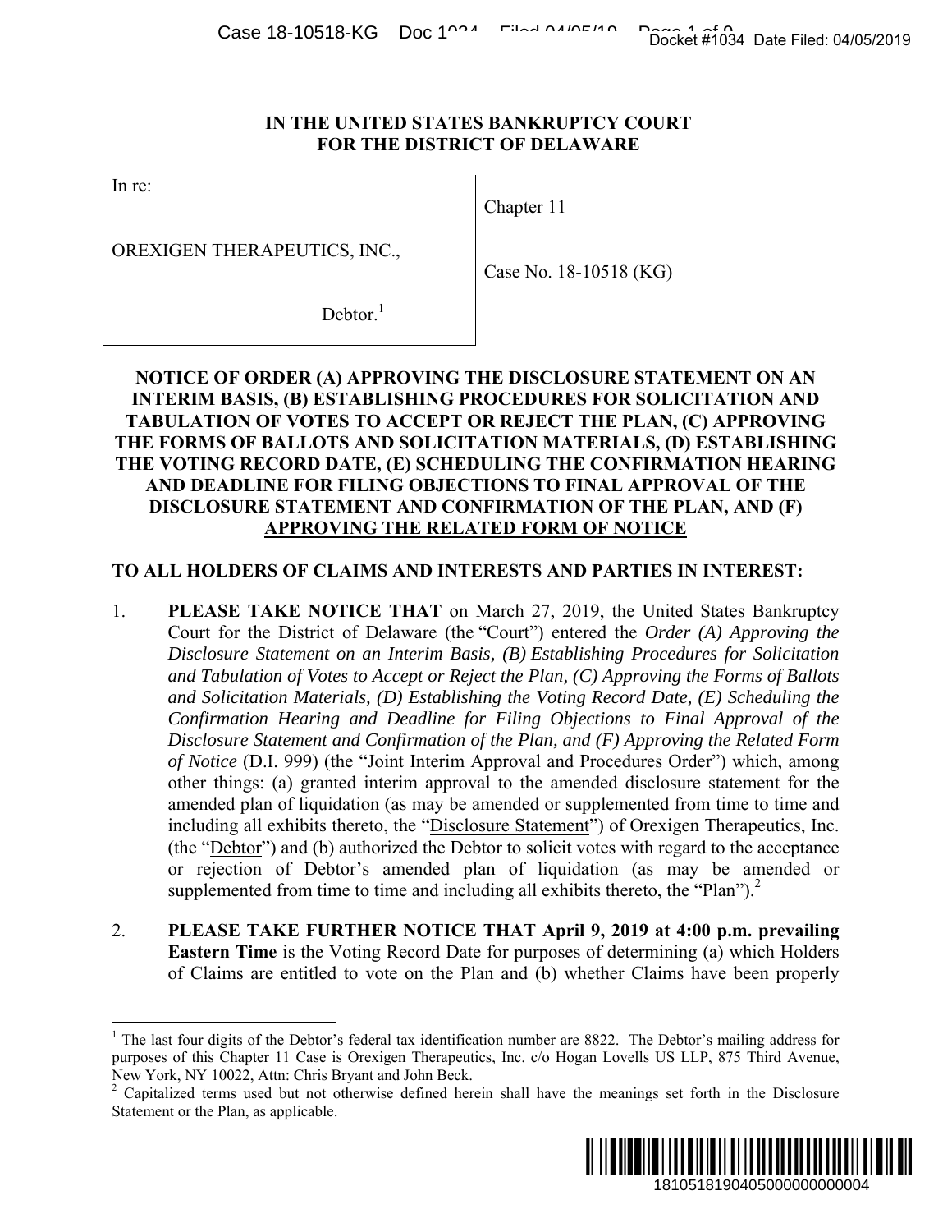# IN THE UNITED STATES BANKRUPTCY COURT
# FOR THE DISTRICT OF DELAWARE

| In re: | Chapter 11 |
|---|---|
| OREXIGEN THERAPEUTICS, INC., | Case No. 18-10518 (KG) |
| Debtor.[1] | |

## NOTICE OF ORDER (A) APPROVING THE DISCLOSURE STATEMENT ON AN INTERIM BASIS, (B) ESTABLISHING PROCEDURES FOR SOLICITATION AND TABULATION OF VOTES TO ACCEPT OR REJECT THE PLAN, (C) APPROVING THE FORMS OF BALLOTS AND SOLICITATION MATERIALS, (D) ESTABLISHING THE VOTING RECORD DATE, (E) SCHEDULING THE CONFIRMATION HEARING AND DEADLINE FOR FILING OBJECTIONS TO FINAL APPROVAL OF THE DISCLOSURE STATEMENT AND CONFIRMATION OF THE PLAN, AND (F) APPROVING THE RELATED FORM OF NOTICE

**TO ALL HOLDERS OF CLAIMS AND INTERESTS AND PARTIES IN INTEREST:**

1. **PLEASE TAKE NOTICE THAT** on March 27, 2019, the United States Bankruptcy Court for the District of Delaware (the "Court") entered the *Order (A) Approving the Disclosure Statement on an Interim Basis, (B) Establishing Procedures for Solicitation and Tabulation of Votes to Accept or Reject the Plan, (C) Approving the Forms of Ballots and Solicitation Materials, (D) Establishing the Voting Record Date, (E) Scheduling the Confirmation Hearing and Deadline for Filing Objections to Final Approval of the Disclosure Statement and Confirmation of the Plan, and (F) Approving the Related Form of Notice* (D.I. 999) (the "Joint Interim Approval and Procedures Order") which, among other things: (a) granted interim approval to the amended disclosure statement for the amended plan of liquidation (as may be amended or supplemented from time to time and including all exhibits thereto, the "Disclosure Statement") of Orexigen Therapeutics, Inc. (the "Debtor") and (b) authorized the Debtor to solicit votes with regard to the acceptance or rejection of Debtor's amended plan of liquidation (as may be amended or supplemented from time to time and including all exhibits thereto, the "Plan").[2]

2. **PLEASE TAKE FURTHER NOTICE THAT April 9, 2019 at 4:00 p.m. prevailing Eastern Time** is the Voting Record Date for purposes of determining (a) which Holders of Claims are entitled to vote on the Plan and (b) whether Claims have been properly

---

[1] The last four digits of the Debtor's federal tax identification number are 8822. The Debtor's mailing address for purposes of this Chapter 11 Case is Orexigen Therapeutics, Inc. c/o Hogan Lovells US LLP, 875 Third Avenue, New York, NY 10022, Attn: Chris Bryant and John Beck.

[2] Capitalized terms used but not otherwise defined herein shall have the meanings set forth in the Disclosure Statement or the Plan, as applicable.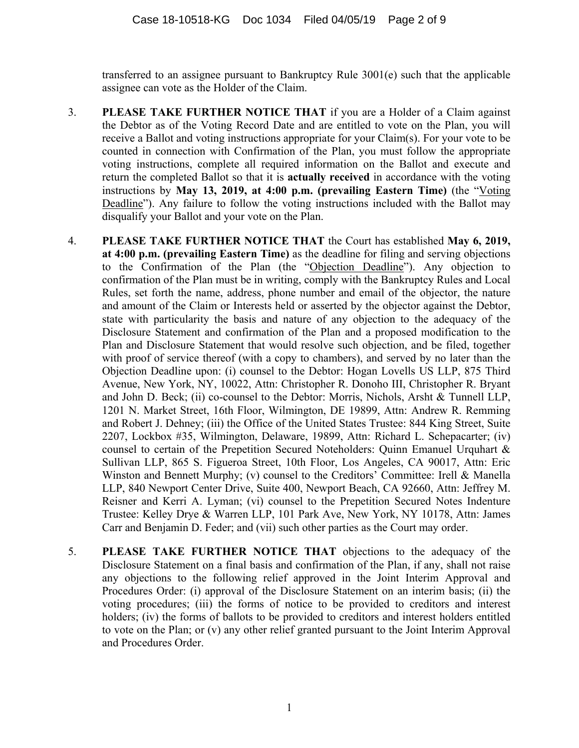transferred to an assignee pursuant to Bankruptcy Rule 3001(e) such that the applicable assignee can vote as the Holder of the Claim.

3. **PLEASE TAKE FURTHER NOTICE THAT** if you are a Holder of a Claim against the Debtor as of the Voting Record Date and are entitled to vote on the Plan, you will receive a Ballot and voting instructions appropriate for your Claim(s). For your vote to be counted in connection with Confirmation of the Plan, you must follow the appropriate voting instructions, complete all required information on the Ballot and execute and return the completed Ballot so that it is **actually received** in accordance with the voting instructions by **May 13, 2019, at 4:00 p.m. (prevailing Eastern Time)** (the "Voting Deadline"). Any failure to follow the voting instructions included with the Ballot may disqualify your Ballot and your vote on the Plan.

4. **PLEASE TAKE FURTHER NOTICE THAT** the Court has established **May 6, 2019, at 4:00 p.m. (prevailing Eastern Time)** as the deadline for filing and serving objections to the Confirmation of the Plan (the "Objection Deadline"). Any objection to confirmation of the Plan must be in writing, comply with the Bankruptcy Rules and Local Rules, set forth the name, address, phone number and email of the objector, the nature and amount of the Claim or Interests held or asserted by the objector against the Debtor, state with particularity the basis and nature of any objection to the adequacy of the Disclosure Statement and confirmation of the Plan and a proposed modification to the Plan and Disclosure Statement that would resolve such objection, and be filed, together with proof of service thereof (with a copy to chambers), and served by no later than the Objection Deadline upon: (i) counsel to the Debtor: Hogan Lovells US LLP, 875 Third Avenue, New York, NY, 10022, Attn: Christopher R. Donoho III, Christopher R. Bryant and John D. Beck; (ii) co-counsel to the Debtor: Morris, Nichols, Arsht & Tunnell LLP, 1201 N. Market Street, 16th Floor, Wilmington, DE 19899, Attn: Andrew R. Remming and Robert J. Dehney; (iii) the Office of the United States Trustee: 844 King Street, Suite 2207, Lockbox #35, Wilmington, Delaware, 19899, Attn: Richard L. Schepacarter; (iv) counsel to certain of the Prepetition Secured Noteholders: Quinn Emanuel Urquhart & Sullivan LLP, 865 S. Figueroa Street, 10th Floor, Los Angeles, CA 90017, Attn: Eric Winston and Bennett Murphy; (v) counsel to the Creditors' Committee: Irell & Manella LLP, 840 Newport Center Drive, Suite 400, Newport Beach, CA 92660, Attn: Jeffrey M. Reisner and Kerri A. Lyman; (vi) counsel to the Prepetition Secured Notes Indenture Trustee: Kelley Drye & Warren LLP, 101 Park Ave, New York, NY 10178, Attn: James Carr and Benjamin D. Feder; and (vii) such other parties as the Court may order.

5. **PLEASE TAKE FURTHER NOTICE THAT** objections to the adequacy of the Disclosure Statement on a final basis and confirmation of the Plan, if any, shall not raise any objections to the following relief approved in the Joint Interim Approval and Procedures Order: (i) approval of the Disclosure Statement on an interim basis; (ii) the voting procedures; (iii) the forms of notice to be provided to creditors and interest holders; (iv) the forms of ballots to be provided to creditors and interest holders entitled to vote on the Plan; or (v) any other relief granted pursuant to the Joint Interim Approval and Procedures Order.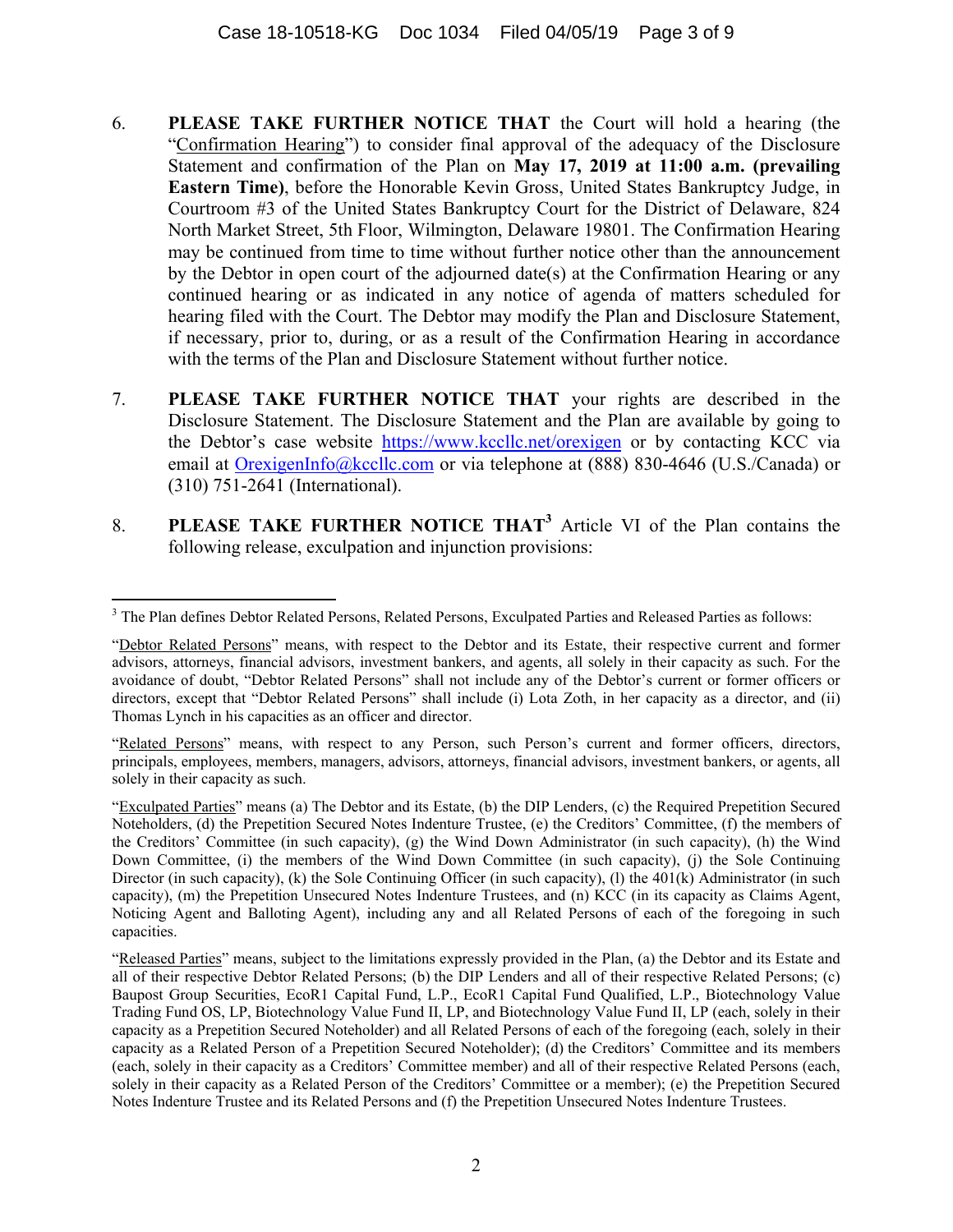6. **PLEASE TAKE FURTHER NOTICE THAT** the Court will hold a hearing (the "Confirmation Hearing") to consider final approval of the adequacy of the Disclosure Statement and confirmation of the Plan on **May 17, 2019 at 11:00 a.m. (prevailing Eastern Time)**, before the Honorable Kevin Gross, United States Bankruptcy Judge, in Courtroom #3 of the United States Bankruptcy Court for the District of Delaware, 824 North Market Street, 5th Floor, Wilmington, Delaware 19801. The Confirmation Hearing may be continued from time to time without further notice other than the announcement by the Debtor in open court of the adjourned date(s) at the Confirmation Hearing or any continued hearing or as indicated in any notice of agenda of matters scheduled for hearing filed with the Court. The Debtor may modify the Plan and Disclosure Statement, if necessary, prior to, during, or as a result of the Confirmation Hearing in accordance with the terms of the Plan and Disclosure Statement without further notice.

7. **PLEASE TAKE FURTHER NOTICE THAT** your rights are described in the Disclosure Statement. The Disclosure Statement and the Plan are available by going to the Debtor's case website https://www.kccllc.net/orexigen or by contacting KCC via email at OrexigenInfo@kccllc.com or via telephone at (888) 830-4646 (U.S./Canada) or (310) 751-2641 (International).

8. **PLEASE TAKE FURTHER NOTICE THAT**[3] Article VI of the Plan contains the following release, exculpation and injunction provisions:

---

[3] The Plan defines Debtor Related Persons, Related Persons, Exculpated Parties and Released Parties as follows:

"Debtor Related Persons" means, with respect to the Debtor and its Estate, their respective current and former advisors, attorneys, financial advisors, investment bankers, and agents, all solely in their capacity as such. For the avoidance of doubt, "Debtor Related Persons" shall not include any of the Debtor's current or former officers or directors, except that "Debtor Related Persons" shall include (i) Lota Zoth, in her capacity as a director, and (ii) Thomas Lynch in his capacities as an officer and director.

"Related Persons" means, with respect to any Person, such Person's current and former officers, directors, principals, employees, members, managers, advisors, attorneys, financial advisors, investment bankers, or agents, all solely in their capacity as such.

"Exculpated Parties" means (a) The Debtor and its Estate, (b) the DIP Lenders, (c) the Required Prepetition Secured Noteholders, (d) the Prepetition Secured Notes Indenture Trustee, (e) the Creditors' Committee, (f) the members of the Creditors' Committee (in such capacity), (g) the Wind Down Administrator (in such capacity), (h) the Wind Down Committee, (i) the members of the Wind Down Committee (in such capacity), (j) the Sole Continuing Director (in such capacity), (k) the Sole Continuing Officer (in such capacity), (l) the 401(k) Administrator (in such capacity), (m) the Prepetition Unsecured Notes Indenture Trustees, and (n) KCC (in its capacity as Claims Agent, Noticing Agent and Balloting Agent), including any and all Related Persons of each of the foregoing in such capacities.

"Released Parties" means, subject to the limitations expressly provided in the Plan, (a) the Debtor and its Estate and all of their respective Debtor Related Persons; (b) the DIP Lenders and all of their respective Related Persons; (c) Baupost Group Securities, EcoR1 Capital Fund, L.P., EcoR1 Capital Fund Qualified, L.P., Biotechnology Value Trading Fund OS, LP, Biotechnology Value Fund II, LP, and Biotechnology Value Fund II, LP (each, solely in their capacity as a Prepetition Secured Noteholder) and all Related Persons of each of the foregoing (each, solely in their capacity as a Related Person of a Prepetition Secured Noteholder); (d) the Creditors' Committee and its members (each, solely in their capacity as a Creditors' Committee member) and all of their respective Related Persons (each, solely in their capacity as a Related Person of the Creditors' Committee or a member); (e) the Prepetition Secured Notes Indenture Trustee and its Related Persons and (f) the Prepetition Unsecured Notes Indenture Trustees.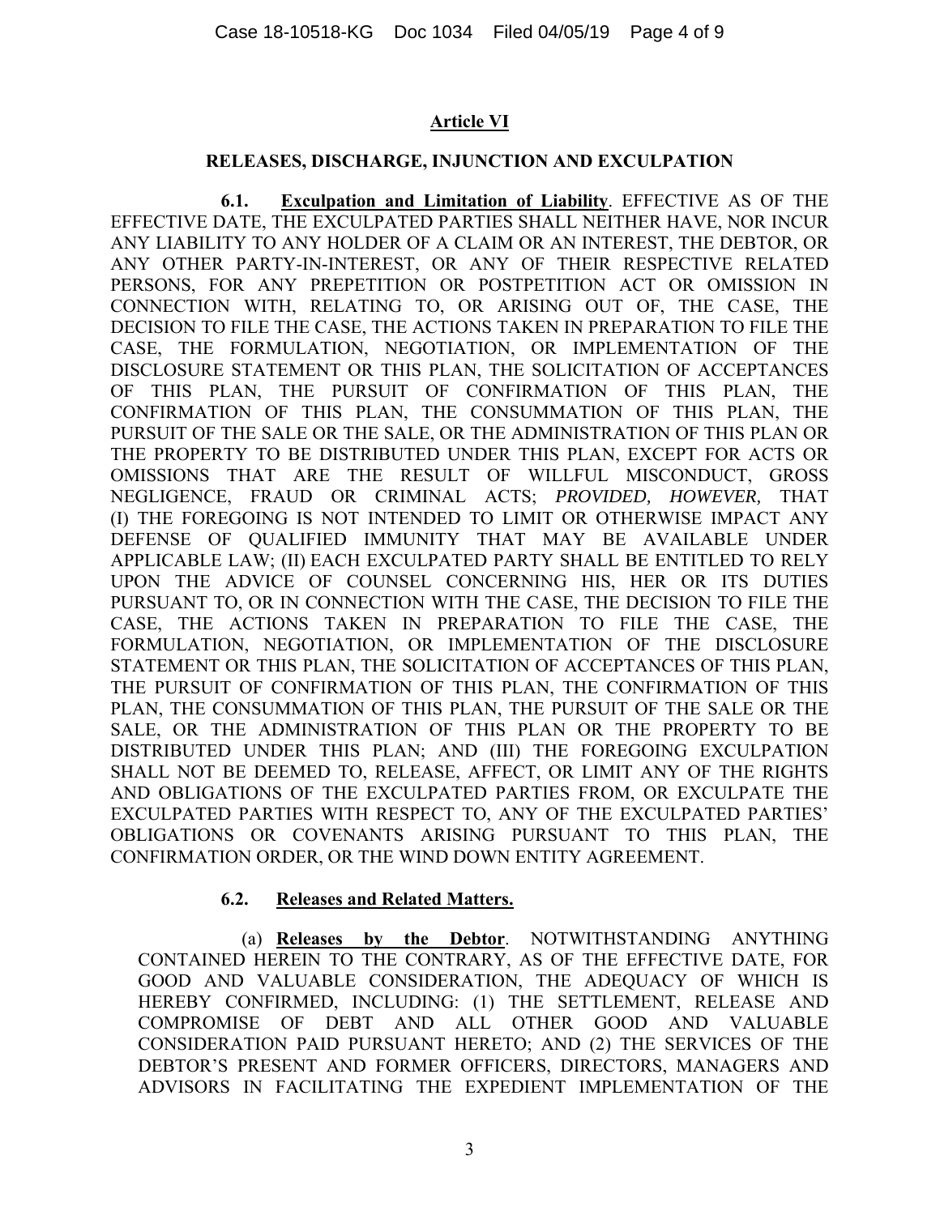## Article VI

### RELEASES, DISCHARGE, INJUNCTION AND EXCULPATION

**6.1. Exculpation and Limitation of Liability**. EFFECTIVE AS OF THE EFFECTIVE DATE, THE EXCULPATED PARTIES SHALL NEITHER HAVE, NOR INCUR ANY LIABILITY TO ANY HOLDER OF A CLAIM OR AN INTEREST, THE DEBTOR, OR ANY OTHER PARTY-IN-INTEREST, OR ANY OF THEIR RESPECTIVE RELATED PERSONS, FOR ANY PREPETITION OR POSTPETITION ACT OR OMISSION IN CONNECTION WITH, RELATING TO, OR ARISING OUT OF, THE CASE, THE DECISION TO FILE THE CASE, THE ACTIONS TAKEN IN PREPARATION TO FILE THE CASE, THE FORMULATION, NEGOTIATION, OR IMPLEMENTATION OF THE DISCLOSURE STATEMENT OR THIS PLAN, THE SOLICITATION OF ACCEPTANCES OF THIS PLAN, THE PURSUIT OF CONFIRMATION OF THIS PLAN, THE CONFIRMATION OF THIS PLAN, THE CONSUMMATION OF THIS PLAN, THE PURSUIT OF THE SALE OR THE SALE, OR THE ADMINISTRATION OF THIS PLAN OR THE PROPERTY TO BE DISTRIBUTED UNDER THIS PLAN, EXCEPT FOR ACTS OR OMISSIONS THAT ARE THE RESULT OF WILLFUL MISCONDUCT, GROSS NEGLIGENCE, FRAUD OR CRIMINAL ACTS; *PROVIDED, HOWEVER,* THAT (I) THE FOREGOING IS NOT INTENDED TO LIMIT OR OTHERWISE IMPACT ANY DEFENSE OF QUALIFIED IMMUNITY THAT MAY BE AVAILABLE UNDER APPLICABLE LAW; (II) EACH EXCULPATED PARTY SHALL BE ENTITLED TO RELY UPON THE ADVICE OF COUNSEL CONCERNING HIS, HER OR ITS DUTIES PURSUANT TO, OR IN CONNECTION WITH THE CASE, THE DECISION TO FILE THE CASE, THE ACTIONS TAKEN IN PREPARATION TO FILE THE CASE, THE FORMULATION, NEGOTIATION, OR IMPLEMENTATION OF THE DISCLOSURE STATEMENT OR THIS PLAN, THE SOLICITATION OF ACCEPTANCES OF THIS PLAN, THE PURSUIT OF CONFIRMATION OF THIS PLAN, THE CONFIRMATION OF THIS PLAN, THE CONSUMMATION OF THIS PLAN, THE PURSUIT OF THE SALE OR THE SALE, OR THE ADMINISTRATION OF THIS PLAN OR THE PROPERTY TO BE DISTRIBUTED UNDER THIS PLAN; AND (III) THE FOREGOING EXCULPATION SHALL NOT BE DEEMED TO, RELEASE, AFFECT, OR LIMIT ANY OF THE RIGHTS AND OBLIGATIONS OF THE EXCULPATED PARTIES FROM, OR EXCULPATE THE EXCULPATED PARTIES WITH RESPECT TO, ANY OF THE EXCULPATED PARTIES' OBLIGATIONS OR COVENANTS ARISING PURSUANT TO THIS PLAN, THE CONFIRMATION ORDER, OR THE WIND DOWN ENTITY AGREEMENT.

**6.2. Releases and Related Matters.**

(a) **Releases by the Debtor**. NOTWITHSTANDING ANYTHING CONTAINED HEREIN TO THE CONTRARY, AS OF THE EFFECTIVE DATE, FOR GOOD AND VALUABLE CONSIDERATION, THE ADEQUACY OF WHICH IS HEREBY CONFIRMED, INCLUDING: (1) THE SETTLEMENT, RELEASE AND COMPROMISE OF DEBT AND ALL OTHER GOOD AND VALUABLE CONSIDERATION PAID PURSUANT HERETO; AND (2) THE SERVICES OF THE DEBTOR'S PRESENT AND FORMER OFFICERS, DIRECTORS, MANAGERS AND ADVISORS IN FACILITATING THE EXPEDIENT IMPLEMENTATION OF THE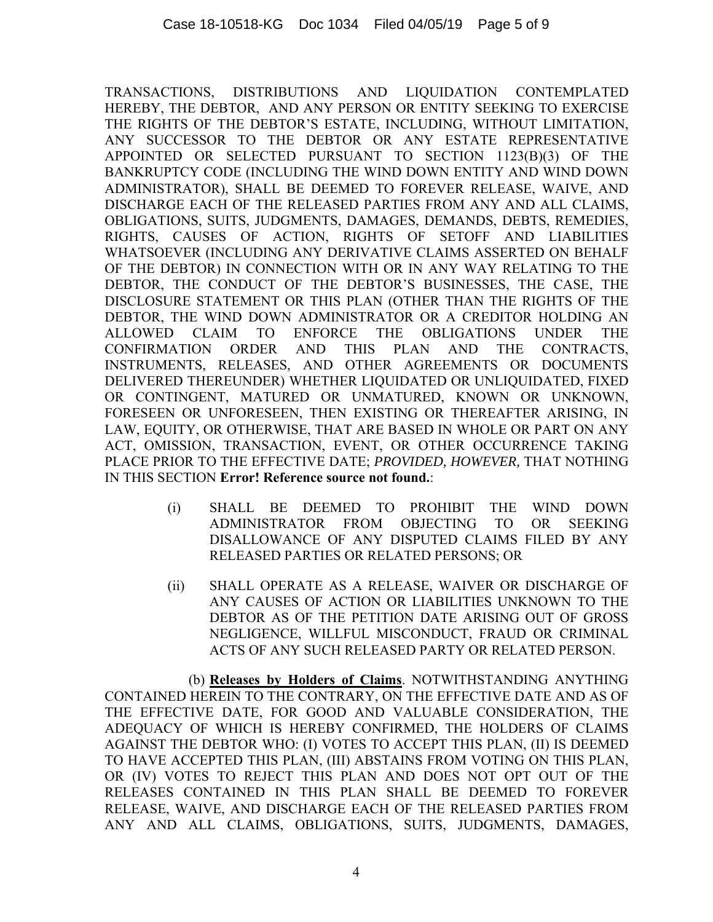TRANSACTIONS, DISTRIBUTIONS AND LIQUIDATION CONTEMPLATED HEREBY, THE DEBTOR, AND ANY PERSON OR ENTITY SEEKING TO EXERCISE THE RIGHTS OF THE DEBTOR'S ESTATE, INCLUDING, WITHOUT LIMITATION, ANY SUCCESSOR TO THE DEBTOR OR ANY ESTATE REPRESENTATIVE APPOINTED OR SELECTED PURSUANT TO SECTION 1123(B)(3) OF THE BANKRUPTCY CODE (INCLUDING THE WIND DOWN ENTITY AND WIND DOWN ADMINISTRATOR), SHALL BE DEEMED TO FOREVER RELEASE, WAIVE, AND DISCHARGE EACH OF THE RELEASED PARTIES FROM ANY AND ALL CLAIMS, OBLIGATIONS, SUITS, JUDGMENTS, DAMAGES, DEMANDS, DEBTS, REMEDIES, RIGHTS, CAUSES OF ACTION, RIGHTS OF SETOFF AND LIABILITIES WHATSOEVER (INCLUDING ANY DERIVATIVE CLAIMS ASSERTED ON BEHALF OF THE DEBTOR) IN CONNECTION WITH OR IN ANY WAY RELATING TO THE DEBTOR, THE CONDUCT OF THE DEBTOR'S BUSINESSES, THE CASE, THE DISCLOSURE STATEMENT OR THIS PLAN (OTHER THAN THE RIGHTS OF THE DEBTOR, THE WIND DOWN ADMINISTRATOR OR A CREDITOR HOLDING AN ALLOWED CLAIM TO ENFORCE THE OBLIGATIONS UNDER THE CONFIRMATION ORDER AND THIS PLAN AND THE CONTRACTS, INSTRUMENTS, RELEASES, AND OTHER AGREEMENTS OR DOCUMENTS DELIVERED THEREUNDER) WHETHER LIQUIDATED OR UNLIQUIDATED, FIXED OR CONTINGENT, MATURED OR UNMATURED, KNOWN OR UNKNOWN, FORESEEN OR UNFORESEEN, THEN EXISTING OR THEREAFTER ARISING, IN LAW, EQUITY, OR OTHERWISE, THAT ARE BASED IN WHOLE OR PART ON ANY ACT, OMISSION, TRANSACTION, EVENT, OR OTHER OCCURRENCE TAKING PLACE PRIOR TO THE EFFECTIVE DATE; *PROVIDED, HOWEVER,* THAT NOTHING IN THIS SECTION **Error! Reference source not found.**:

(i) SHALL BE DEEMED TO PROHIBIT THE WIND DOWN ADMINISTRATOR FROM OBJECTING TO OR SEEKING DISALLOWANCE OF ANY DISPUTED CLAIMS FILED BY ANY RELEASED PARTIES OR RELATED PERSONS; OR

(ii) SHALL OPERATE AS A RELEASE, WAIVER OR DISCHARGE OF ANY CAUSES OF ACTION OR LIABILITIES UNKNOWN TO THE DEBTOR AS OF THE PETITION DATE ARISING OUT OF GROSS NEGLIGENCE, WILLFUL MISCONDUCT, FRAUD OR CRIMINAL ACTS OF ANY SUCH RELEASED PARTY OR RELATED PERSON.

(b) **Releases by Holders of Claims**. NOTWITHSTANDING ANYTHING CONTAINED HEREIN TO THE CONTRARY, ON THE EFFECTIVE DATE AND AS OF THE EFFECTIVE DATE, FOR GOOD AND VALUABLE CONSIDERATION, THE ADEQUACY OF WHICH IS HEREBY CONFIRMED, THE HOLDERS OF CLAIMS AGAINST THE DEBTOR WHO: (I) VOTES TO ACCEPT THIS PLAN, (II) IS DEEMED TO HAVE ACCEPTED THIS PLAN, (III) ABSTAINS FROM VOTING ON THIS PLAN, OR (IV) VOTES TO REJECT THIS PLAN AND DOES NOT OPT OUT OF THE RELEASES CONTAINED IN THIS PLAN SHALL BE DEEMED TO FOREVER RELEASE, WAIVE, AND DISCHARGE EACH OF THE RELEASED PARTIES FROM ANY AND ALL CLAIMS, OBLIGATIONS, SUITS, JUDGMENTS, DAMAGES,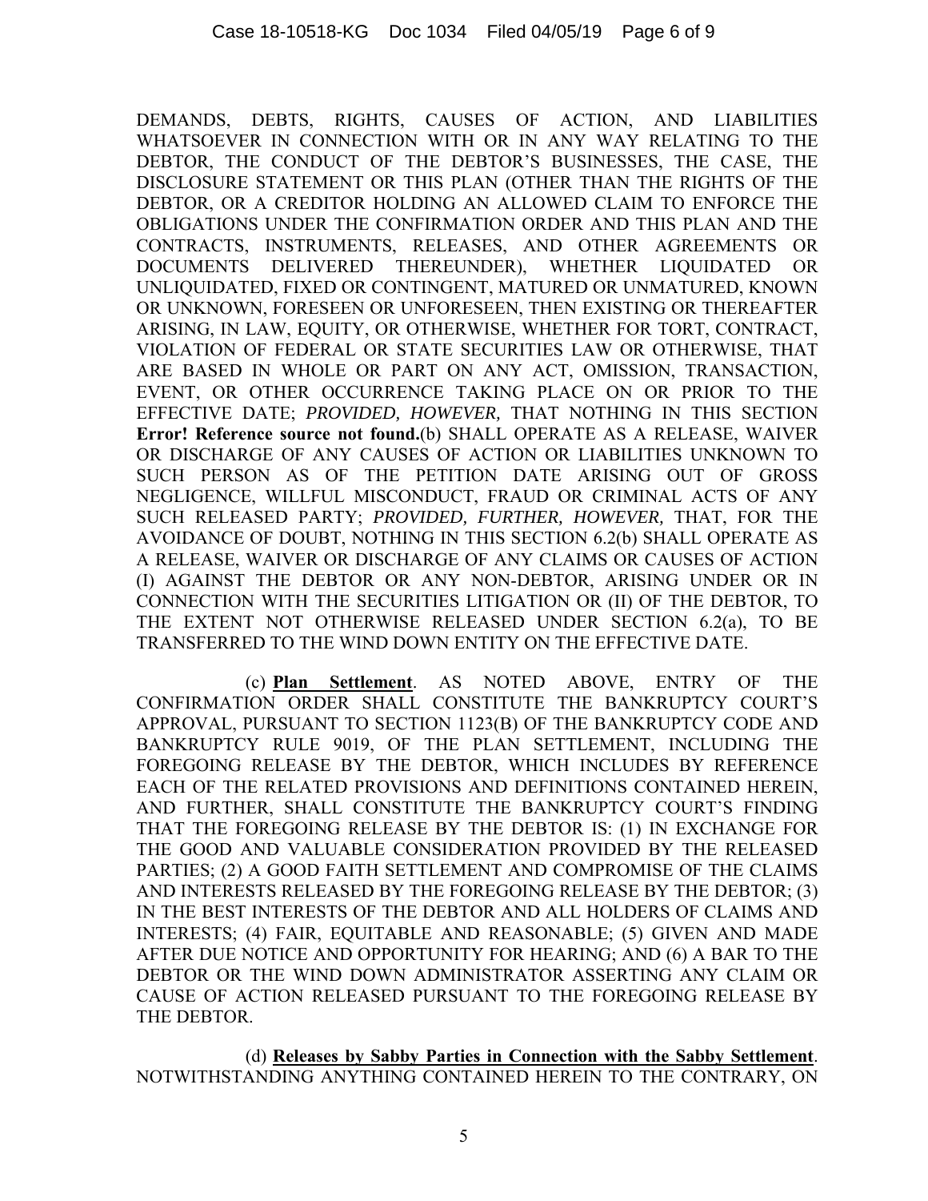DEMANDS, DEBTS, RIGHTS, CAUSES OF ACTION, AND LIABILITIES WHATSOEVER IN CONNECTION WITH OR IN ANY WAY RELATING TO THE DEBTOR, THE CONDUCT OF THE DEBTOR'S BUSINESSES, THE CASE, THE DISCLOSURE STATEMENT OR THIS PLAN (OTHER THAN THE RIGHTS OF THE DEBTOR, OR A CREDITOR HOLDING AN ALLOWED CLAIM TO ENFORCE THE OBLIGATIONS UNDER THE CONFIRMATION ORDER AND THIS PLAN AND THE CONTRACTS, INSTRUMENTS, RELEASES, AND OTHER AGREEMENTS OR DOCUMENTS DELIVERED THEREUNDER), WHETHER LIQUIDATED OR UNLIQUIDATED, FIXED OR CONTINGENT, MATURED OR UNMATURED, KNOWN OR UNKNOWN, FORESEEN OR UNFORESEEN, THEN EXISTING OR THEREAFTER ARISING, IN LAW, EQUITY, OR OTHERWISE, WHETHER FOR TORT, CONTRACT, VIOLATION OF FEDERAL OR STATE SECURITIES LAW OR OTHERWISE, THAT ARE BASED IN WHOLE OR PART ON ANY ACT, OMISSION, TRANSACTION, EVENT, OR OTHER OCCURRENCE TAKING PLACE ON OR PRIOR TO THE EFFECTIVE DATE; *PROVIDED, HOWEVER,* THAT NOTHING IN THIS SECTION **Error! Reference source not found.**(b) SHALL OPERATE AS A RELEASE, WAIVER OR DISCHARGE OF ANY CAUSES OF ACTION OR LIABILITIES UNKNOWN TO SUCH PERSON AS OF THE PETITION DATE ARISING OUT OF GROSS NEGLIGENCE, WILLFUL MISCONDUCT, FRAUD OR CRIMINAL ACTS OF ANY SUCH RELEASED PARTY; *PROVIDED, FURTHER, HOWEVER,* THAT, FOR THE AVOIDANCE OF DOUBT, NOTHING IN THIS SECTION 6.2(b) SHALL OPERATE AS A RELEASE, WAIVER OR DISCHARGE OF ANY CLAIMS OR CAUSES OF ACTION (I) AGAINST THE DEBTOR OR ANY NON-DEBTOR, ARISING UNDER OR IN CONNECTION WITH THE SECURITIES LITIGATION OR (II) OF THE DEBTOR, TO THE EXTENT NOT OTHERWISE RELEASED UNDER SECTION 6.2(a), TO BE TRANSFERRED TO THE WIND DOWN ENTITY ON THE EFFECTIVE DATE.

(c) **Plan Settlement**. AS NOTED ABOVE, ENTRY OF THE CONFIRMATION ORDER SHALL CONSTITUTE THE BANKRUPTCY COURT'S APPROVAL, PURSUANT TO SECTION 1123(B) OF THE BANKRUPTCY CODE AND BANKRUPTCY RULE 9019, OF THE PLAN SETTLEMENT, INCLUDING THE FOREGOING RELEASE BY THE DEBTOR, WHICH INCLUDES BY REFERENCE EACH OF THE RELATED PROVISIONS AND DEFINITIONS CONTAINED HEREIN, AND FURTHER, SHALL CONSTITUTE THE BANKRUPTCY COURT'S FINDING THAT THE FOREGOING RELEASE BY THE DEBTOR IS: (1) IN EXCHANGE FOR THE GOOD AND VALUABLE CONSIDERATION PROVIDED BY THE RELEASED PARTIES; (2) A GOOD FAITH SETTLEMENT AND COMPROMISE OF THE CLAIMS AND INTERESTS RELEASED BY THE FOREGOING RELEASE BY THE DEBTOR; (3) IN THE BEST INTERESTS OF THE DEBTOR AND ALL HOLDERS OF CLAIMS AND INTERESTS; (4) FAIR, EQUITABLE AND REASONABLE; (5) GIVEN AND MADE AFTER DUE NOTICE AND OPPORTUNITY FOR HEARING; AND (6) A BAR TO THE DEBTOR OR THE WIND DOWN ADMINISTRATOR ASSERTING ANY CLAIM OR CAUSE OF ACTION RELEASED PURSUANT TO THE FOREGOING RELEASE BY THE DEBTOR.

(d) **Releases by Sabby Parties in Connection with the Sabby Settlement**. NOTWITHSTANDING ANYTHING CONTAINED HEREIN TO THE CONTRARY, ON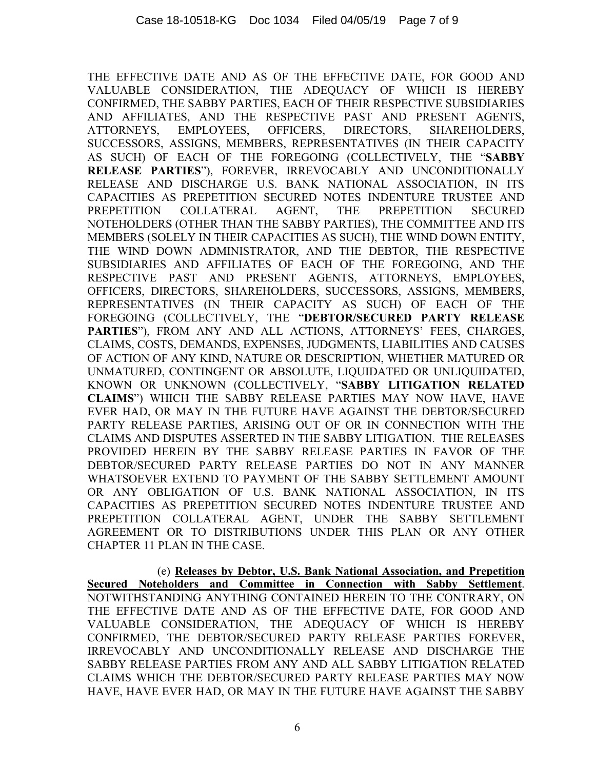THE EFFECTIVE DATE AND AS OF THE EFFECTIVE DATE, FOR GOOD AND VALUABLE CONSIDERATION, THE ADEQUACY OF WHICH IS HEREBY CONFIRMED, THE SABBY PARTIES, EACH OF THEIR RESPECTIVE SUBSIDIARIES AND AFFILIATES, AND THE RESPECTIVE PAST AND PRESENT AGENTS, ATTORNEYS, EMPLOYEES, OFFICERS, DIRECTORS, SHAREHOLDERS, SUCCESSORS, ASSIGNS, MEMBERS, REPRESENTATIVES (IN THEIR CAPACITY AS SUCH) OF EACH OF THE FOREGOING (COLLECTIVELY, THE "**SABBY RELEASE PARTIES**"), FOREVER, IRREVOCABLY AND UNCONDITIONALLY RELEASE AND DISCHARGE U.S. BANK NATIONAL ASSOCIATION, IN ITS CAPACITIES AS PREPETITION SECURED NOTES INDENTURE TRUSTEE AND PREPETITION COLLATERAL AGENT, THE PREPETITION SECURED NOTEHOLDERS (OTHER THAN THE SABBY PARTIES), THE COMMITTEE AND ITS MEMBERS (SOLELY IN THEIR CAPACITIES AS SUCH), THE WIND DOWN ENTITY, THE WIND DOWN ADMINISTRATOR, AND THE DEBTOR, THE RESPECTIVE SUBSIDIARIES AND AFFILIATES OF EACH OF THE FOREGOING, AND THE RESPECTIVE PAST AND PRESENT AGENTS, ATTORNEYS, EMPLOYEES, OFFICERS, DIRECTORS, SHAREHOLDERS, SUCCESSORS, ASSIGNS, MEMBERS, REPRESENTATIVES (IN THEIR CAPACITY AS SUCH) OF EACH OF THE FOREGOING (COLLECTIVELY, THE "**DEBTOR/SECURED PARTY RELEASE PARTIES**"), FROM ANY AND ALL ACTIONS, ATTORNEYS' FEES, CHARGES, CLAIMS, COSTS, DEMANDS, EXPENSES, JUDGMENTS, LIABILITIES AND CAUSES OF ACTION OF ANY KIND, NATURE OR DESCRIPTION, WHETHER MATURED OR UNMATURED, CONTINGENT OR ABSOLUTE, LIQUIDATED OR UNLIQUIDATED, KNOWN OR UNKNOWN (COLLECTIVELY, "**SABBY LITIGATION RELATED CLAIMS**") WHICH THE SABBY RELEASE PARTIES MAY NOW HAVE, HAVE EVER HAD, OR MAY IN THE FUTURE HAVE AGAINST THE DEBTOR/SECURED PARTY RELEASE PARTIES, ARISING OUT OF OR IN CONNECTION WITH THE CLAIMS AND DISPUTES ASSERTED IN THE SABBY LITIGATION. THE RELEASES PROVIDED HEREIN BY THE SABBY RELEASE PARTIES IN FAVOR OF THE DEBTOR/SECURED PARTY RELEASE PARTIES DO NOT IN ANY MANNER WHATSOEVER EXTEND TO PAYMENT OF THE SABBY SETTLEMENT AMOUNT OR ANY OBLIGATION OF U.S. BANK NATIONAL ASSOCIATION, IN ITS CAPACITIES AS PREPETITION SECURED NOTES INDENTURE TRUSTEE AND PREPETITION COLLATERAL AGENT, UNDER THE SABBY SETTLEMENT AGREEMENT OR TO DISTRIBUTIONS UNDER THIS PLAN OR ANY OTHER CHAPTER 11 PLAN IN THE CASE.

(e) **Releases by Debtor, U.S. Bank National Association, and Prepetition Secured Noteholders and Committee in Connection with Sabby Settlement**. NOTWITHSTANDING ANYTHING CONTAINED HEREIN TO THE CONTRARY, ON THE EFFECTIVE DATE AND AS OF THE EFFECTIVE DATE, FOR GOOD AND VALUABLE CONSIDERATION, THE ADEQUACY OF WHICH IS HEREBY CONFIRMED, THE DEBTOR/SECURED PARTY RELEASE PARTIES FOREVER, IRREVOCABLY AND UNCONDITIONALLY RELEASE AND DISCHARGE THE SABBY RELEASE PARTIES FROM ANY AND ALL SABBY LITIGATION RELATED CLAIMS WHICH THE DEBTOR/SECURED PARTY RELEASE PARTIES MAY NOW HAVE, HAVE EVER HAD, OR MAY IN THE FUTURE HAVE AGAINST THE SABBY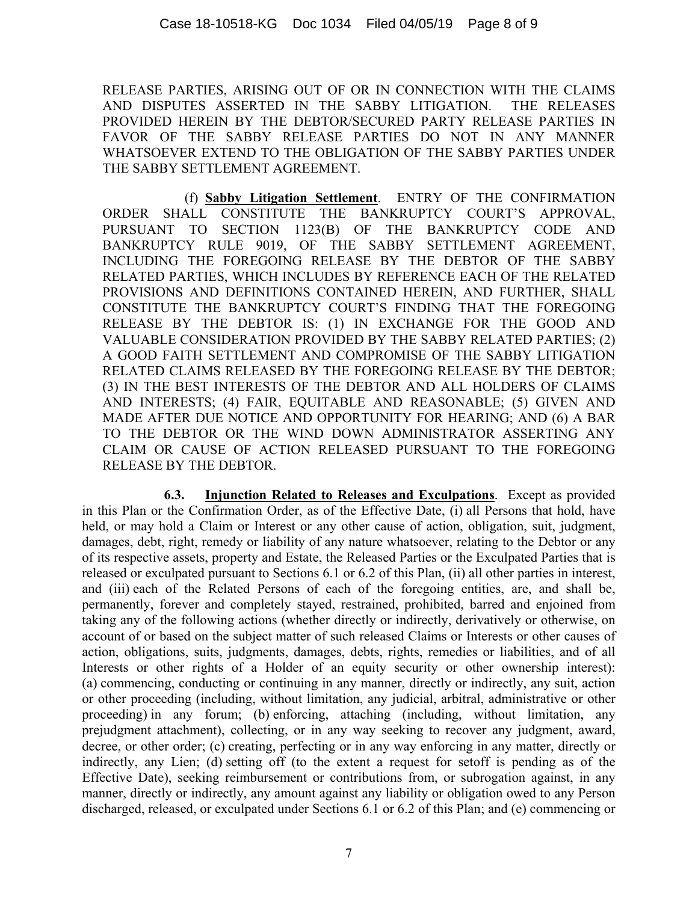RELEASE PARTIES, ARISING OUT OF OR IN CONNECTION WITH THE CLAIMS AND DISPUTES ASSERTED IN THE SABBY LITIGATION. THE RELEASES PROVIDED HEREIN BY THE DEBTOR/SECURED PARTY RELEASE PARTIES IN FAVOR OF THE SABBY RELEASE PARTIES DO NOT IN ANY MANNER WHATSOEVER EXTEND TO THE OBLIGATION OF THE SABBY PARTIES UNDER THE SABBY SETTLEMENT AGREEMENT.

(f) **Sabby Litigation Settlement**. ENTRY OF THE CONFIRMATION ORDER SHALL CONSTITUTE THE BANKRUPTCY COURT'S APPROVAL, PURSUANT TO SECTION 1123(B) OF THE BANKRUPTCY CODE AND BANKRUPTCY RULE 9019, OF THE SABBY SETTLEMENT AGREEMENT, INCLUDING THE FOREGOING RELEASE BY THE DEBTOR OF THE SABBY RELATED PARTIES, WHICH INCLUDES BY REFERENCE EACH OF THE RELATED PROVISIONS AND DEFINITIONS CONTAINED HEREIN, AND FURTHER, SHALL CONSTITUTE THE BANKRUPTCY COURT'S FINDING THAT THE FOREGOING RELEASE BY THE DEBTOR IS: (1) IN EXCHANGE FOR THE GOOD AND VALUABLE CONSIDERATION PROVIDED BY THE SABBY RELATED PARTIES; (2) A GOOD FAITH SETTLEMENT AND COMPROMISE OF THE SABBY LITIGATION RELATED CLAIMS RELEASED BY THE FOREGOING RELEASE BY THE DEBTOR; (3) IN THE BEST INTERESTS OF THE DEBTOR AND ALL HOLDERS OF CLAIMS AND INTERESTS; (4) FAIR, EQUITABLE AND REASONABLE; (5) GIVEN AND MADE AFTER DUE NOTICE AND OPPORTUNITY FOR HEARING; AND (6) A BAR TO THE DEBTOR OR THE WIND DOWN ADMINISTRATOR ASSERTING ANY CLAIM OR CAUSE OF ACTION RELEASED PURSUANT TO THE FOREGOING RELEASE BY THE DEBTOR.

**6.3. Injunction Related to Releases and Exculpations**. Except as provided in this Plan or the Confirmation Order, as of the Effective Date, (i) all Persons that hold, have held, or may hold a Claim or Interest or any other cause of action, obligation, suit, judgment, damages, debt, right, remedy or liability of any nature whatsoever, relating to the Debtor or any of its respective assets, property and Estate, the Released Parties or the Exculpated Parties that is released or exculpated pursuant to Sections 6.1 or 6.2 of this Plan, (ii) all other parties in interest, and (iii) each of the Related Persons of each of the foregoing entities, are, and shall be, permanently, forever and completely stayed, restrained, prohibited, barred and enjoined from taking any of the following actions (whether directly or indirectly, derivatively or otherwise, on account of or based on the subject matter of such released Claims or Interests or other causes of action, obligations, suits, judgments, damages, debts, rights, remedies or liabilities, and of all Interests or other rights of a Holder of an equity security or other ownership interest): (a) commencing, conducting or continuing in any manner, directly or indirectly, any suit, action or other proceeding (including, without limitation, any judicial, arbitral, administrative or other proceeding) in any forum; (b) enforcing, attaching (including, without limitation, any prejudgment attachment), collecting, or in any way seeking to recover any judgment, award, decree, or other order; (c) creating, perfecting or in any way enforcing in any matter, directly or indirectly, any Lien; (d) setting off (to the extent a request for setoff is pending as of the Effective Date), seeking reimbursement or contributions from, or subrogation against, in any manner, directly or indirectly, any amount against any liability or obligation owed to any Person discharged, released, or exculpated under Sections 6.1 or 6.2 of this Plan; and (e) commencing or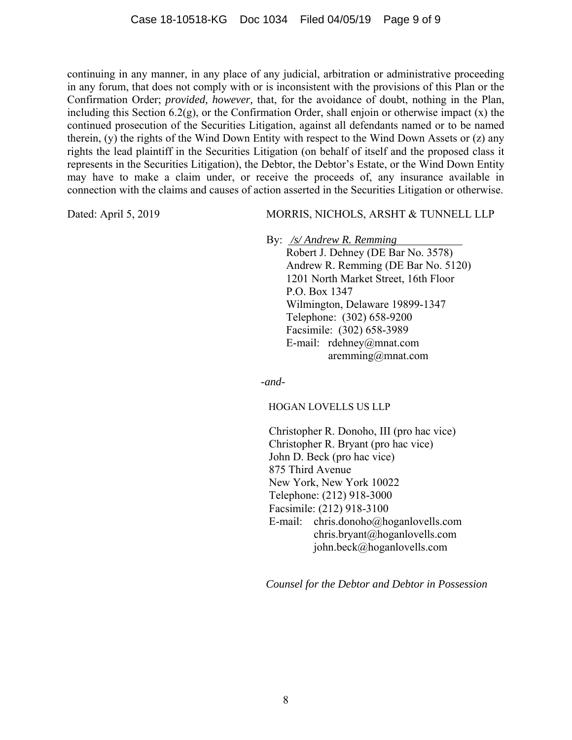continuing in any manner, in any place of any judicial, arbitration or administrative proceeding in any forum, that does not comply with or is inconsistent with the provisions of this Plan or the Confirmation Order; *provided, however,* that, for the avoidance of doubt, nothing in the Plan, including this Section 6.2(g), or the Confirmation Order, shall enjoin or otherwise impact (x) the continued prosecution of the Securities Litigation, against all defendants named or to be named therein, (y) the rights of the Wind Down Entity with respect to the Wind Down Assets or (z) any rights the lead plaintiff in the Securities Litigation (on behalf of itself and the proposed class it represents in the Securities Litigation), the Debtor, the Debtor's Estate, or the Wind Down Entity may have to make a claim under, or receive the proceeds of, any insurance available in connection with the claims and causes of action asserted in the Securities Litigation or otherwise.

Dated: April 5, 2019

MORRIS, NICHOLS, ARSHT & TUNNELL LLP

By: */s/ Andrew R. Remming*
Robert J. Dehney (DE Bar No. 3578)
Andrew R. Remming (DE Bar No. 5120)
1201 North Market Street, 16th Floor
P.O. Box 1347
Wilmington, Delaware 19899-1347
Telephone: (302) 658-9200
Facsimile: (302) 658-3989
E-mail: rdehney@mnat.com
aremming@mnat.com

*-and-*

HOGAN LOVELLS US LLP

Christopher R. Donoho, III (pro hac vice)
Christopher R. Bryant (pro hac vice)
John D. Beck (pro hac vice)
875 Third Avenue
New York, New York 10022
Telephone: (212) 918-3000
Facsimile: (212) 918-3100
E-mail: chris.donoho@hoganlovells.com
chris.bryant@hoganlovells.com
john.beck@hoganlovells.com

*Counsel for the Debtor and Debtor in Possession*